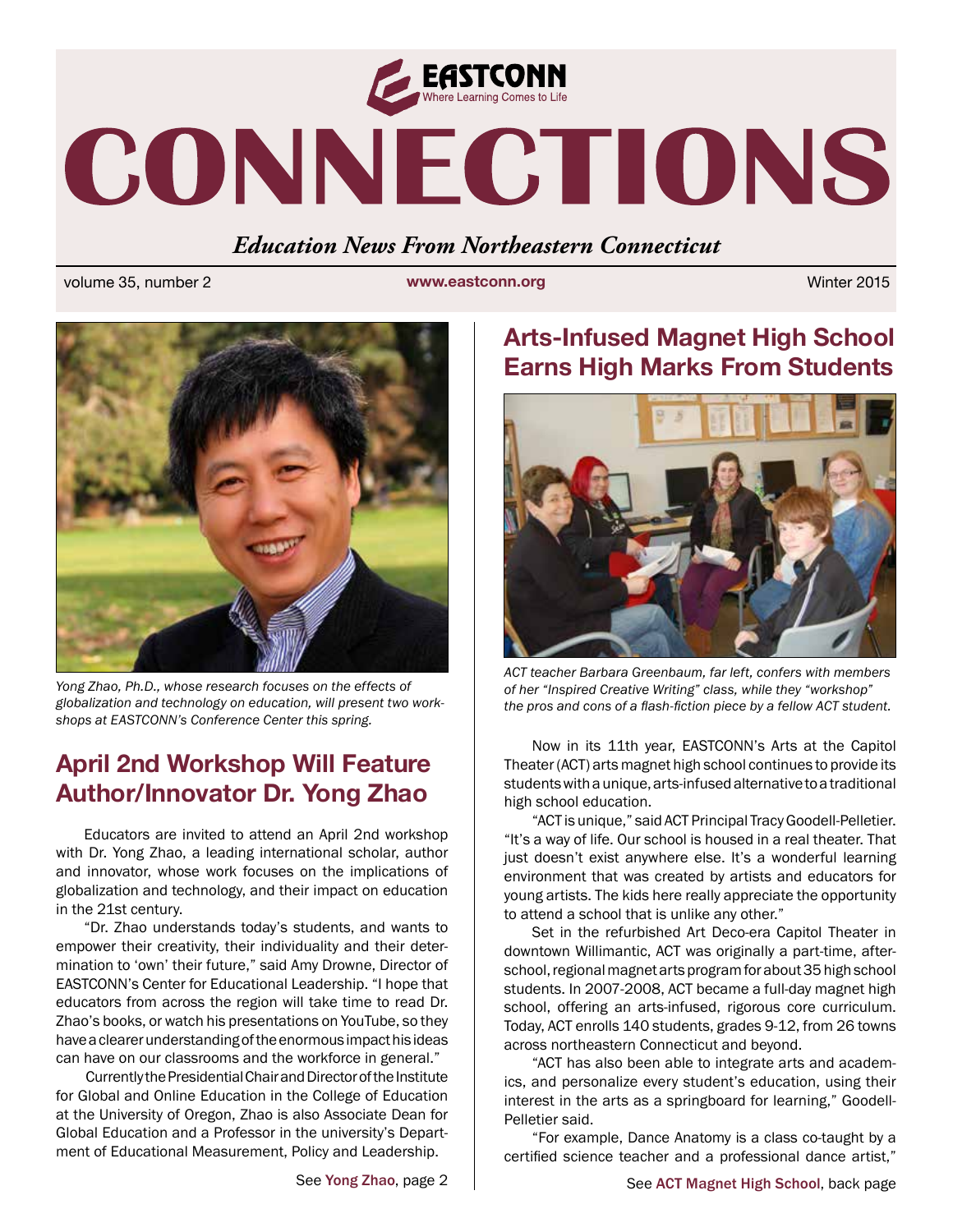EASTCONN
Where Learning Comes to Life

# CONNECTIONS

*Education News From Northeastern Connecticut*

volume 35, number 2 | www.eastconn.org | Winter 2015

*Yong Zhao, Ph.D., whose research focuses on the effects of globalization and technology on education, will present two workshops at EASTCONN's Conference Center this spring.*

## April 2nd Workshop Will Feature Author/Innovator Dr. Yong Zhao

Educators are invited to attend an April 2nd workshop with Dr. Yong Zhao, a leading international scholar, author and innovator, whose work focuses on the implications of globalization and technology, and their impact on education in the 21st century.

"Dr. Zhao understands today's students, and wants to empower their creativity, their individuality and their determination to 'own' their future," said Amy Drowne, Director of EASTCONN's Center for Educational Leadership. "I hope that educators from across the region will take time to read Dr. Zhao's books, or watch his presentations on YouTube, so they have a clearer understanding of the enormous impact his ideas can have on our classrooms and the workforce in general."

Currently the Presidential Chair and Director of the Institute for Global and Online Education in the College of Education at the University of Oregon, Zhao is also Associate Dean for Global Education and a Professor in the university's Department of Educational Measurement, Policy and Leadership.

See Yong Zhao, page 2

## Arts-Infused Magnet High School Earns High Marks From Students

*ACT teacher Barbara Greenbaum, far left, confers with members of her "Inspired Creative Writing" class, while they "workshop" the pros and cons of a flash-fiction piece by a fellow ACT student.*

Now in its 11th year, EASTCONN's Arts at the Capitol Theater (ACT) arts magnet high school continues to provide its students with a unique, arts-infused alternative to a traditional high school education.

"ACT is unique," said ACT Principal Tracy Goodell-Pelletier. "It's a way of life. Our school is housed in a real theater. That just doesn't exist anywhere else. It's a wonderful learning environment that was created by artists and educators for young artists. The kids here really appreciate the opportunity to attend a school that is unlike any other."

Set in the refurbished Art Deco-era Capitol Theater in downtown Willimantic, ACT was originally a part-time, after-school, regional magnet arts program for about 35 high school students. In 2007-2008, ACT became a full-day magnet high school, offering an arts-infused, rigorous core curriculum. Today, ACT enrolls 140 students, grades 9-12, from 26 towns across northeastern Connecticut and beyond.

"ACT has also been able to integrate arts and academics, and personalize every student's education, using their interest in the arts as a springboard for learning," Goodell-Pelletier said.

"For example, Dance Anatomy is a class co-taught by a certified science teacher and a professional dance artist,"

See ACT Magnet High School, back page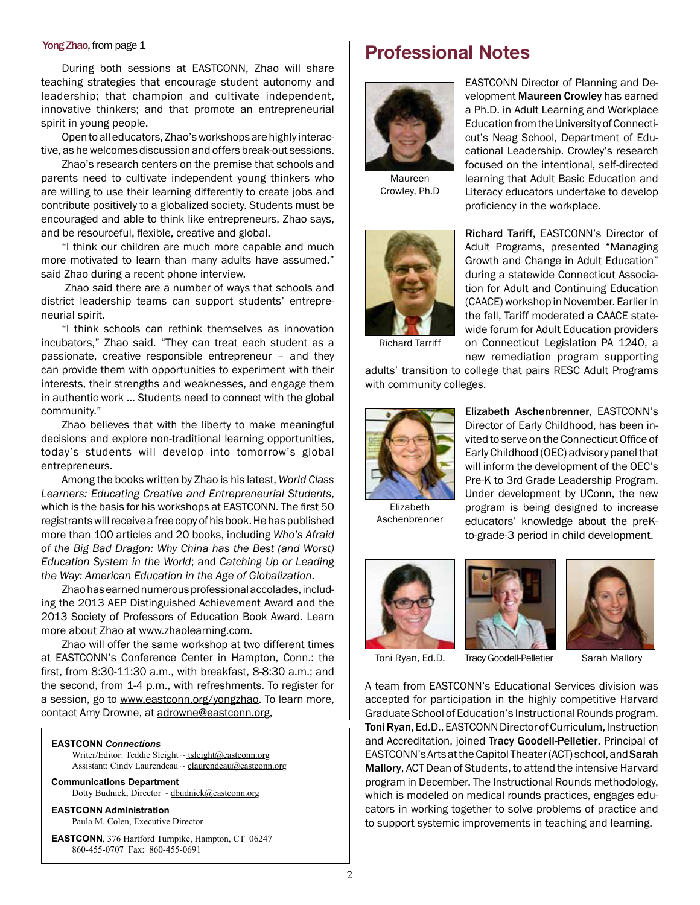Yong Zhao, from page 1

During both sessions at EASTCONN, Zhao will share teaching strategies that encourage student autonomy and leadership; that champion and cultivate independent, innovative thinkers; and that promote an entrepreneurial spirit in young people.

Open to all educators, Zhao's workshops are highly interactive, as he welcomes discussion and offers break-out sessions.

Zhao's research centers on the premise that schools and parents need to cultivate independent young thinkers who are willing to use their learning differently to create jobs and contribute positively to a globalized society. Students must be encouraged and able to think like entrepreneurs, Zhao says, and be resourceful, flexible, creative and global.

"I think our children are much more capable and much more motivated to learn than many adults have assumed," said Zhao during a recent phone interview.

Zhao said there are a number of ways that schools and district leadership teams can support students' entrepreneurial spirit.

"I think schools can rethink themselves as innovation incubators," Zhao said. "They can treat each student as a passionate, creative responsible entrepreneur – and they can provide them with opportunities to experiment with their interests, their strengths and weaknesses, and engage them in authentic work ... Students need to connect with the global community."

Zhao believes that with the liberty to make meaningful decisions and explore non-traditional learning opportunities, today's students will develop into tomorrow's global entrepreneurs.

Among the books written by Zhao is his latest, *World Class Learners: Educating Creative and Entrepreneurial Students*, which is the basis for his workshops at EASTCONN. The first 50 registrants will receive a free copy of his book. He has published more than 100 articles and 20 books, including *Who's Afraid of the Big Bad Dragon: Why China has the Best (and Worst) Education System in the World*; and *Catching Up or Leading the Way: American Education in the Age of Globalization*.

Zhao has earned numerous professional accolades, including the 2013 AEP Distinguished Achievement Award and the 2013 Society of Professors of Education Book Award. Learn more about Zhao at www.zhaolearning.com.

Zhao will offer the same workshop at two different times at EASTCONN's Conference Center in Hampton, Conn.: the first, from 8:30-11:30 a.m., with breakfast, 8-8:30 a.m.; and the second, from 1-4 p.m., with refreshments. To register for a session, go to www.eastconn.org/yongzhao. To learn more, contact Amy Drowne, at adrowne@eastconn.org,

**EASTCONN *Connections***
Writer/Editor: Teddie Sleight ~ tsleight@eastconn.org
Assistant: Cindy Laurendeau ~ claurendeau@eastconn.org

**Communications Department**
Dotty Budnick, Director ~ dbudnick@eastconn.org

**EASTCONN Administration**
Paula M. Colen, Executive Director

**EASTCONN**, 376 Hartford Turnpike, Hampton, CT 06247
860-455-0707 Fax: 860-455-0691

## Professional Notes

Maureen Crowley, Ph.D

EASTCONN Director of Planning and Development **Maureen Crowley** has earned a Ph.D. in Adult Learning and Workplace Education from the University of Connecticut's Neag School, Department of Educational Leadership. Crowley's research focused on the intentional, self-directed learning that Adult Basic Education and Literacy educators undertake to develop proficiency in the workplace.

Richard Tarriff

**Richard Tariff**, EASTCONN's Director of Adult Programs, presented "Managing Growth and Change in Adult Education" during a statewide Connecticut Association for Adult and Continuing Education (CAACE) workshop in November. Earlier in the fall, Tariff moderated a CAACE statewide forum for Adult Education providers on Connecticut Legislation PA 1240, a new remediation program supporting adults' transition to college that pairs RESC Adult Programs with community colleges.

Elizabeth Aschenbrenner

**Elizabeth Aschenbrenner**, EASTCONN's Director of Early Childhood, has been invited to serve on the Connecticut Office of Early Childhood (OEC) advisory panel that will inform the development of the OEC's Pre-K to 3rd Grade Leadership Program. Under development by UConn, the new program is being designed to increase educators' knowledge about the preK-to-grade-3 period in child development.

Toni Ryan, Ed.D. — Tracy Goodell-Pelletier — Sarah Mallory

A team from EASTCONN's Educational Services division was accepted for participation in the highly competitive Harvard Graduate School of Education's Instructional Rounds program. **Toni Ryan**, Ed.D., EASTCONN Director of Curriculum, Instruction and Accreditation, joined **Tracy Goodell-Pelletier**, Principal of EASTCONN's Arts at the Capitol Theater (ACT) school, and **Sarah Mallory**, ACT Dean of Students, to attend the intensive Harvard program in December. The Instructional Rounds methodology, which is modeled on medical rounds practices, engages educators in working together to solve problems of practice and to support systemic improvements in teaching and learning.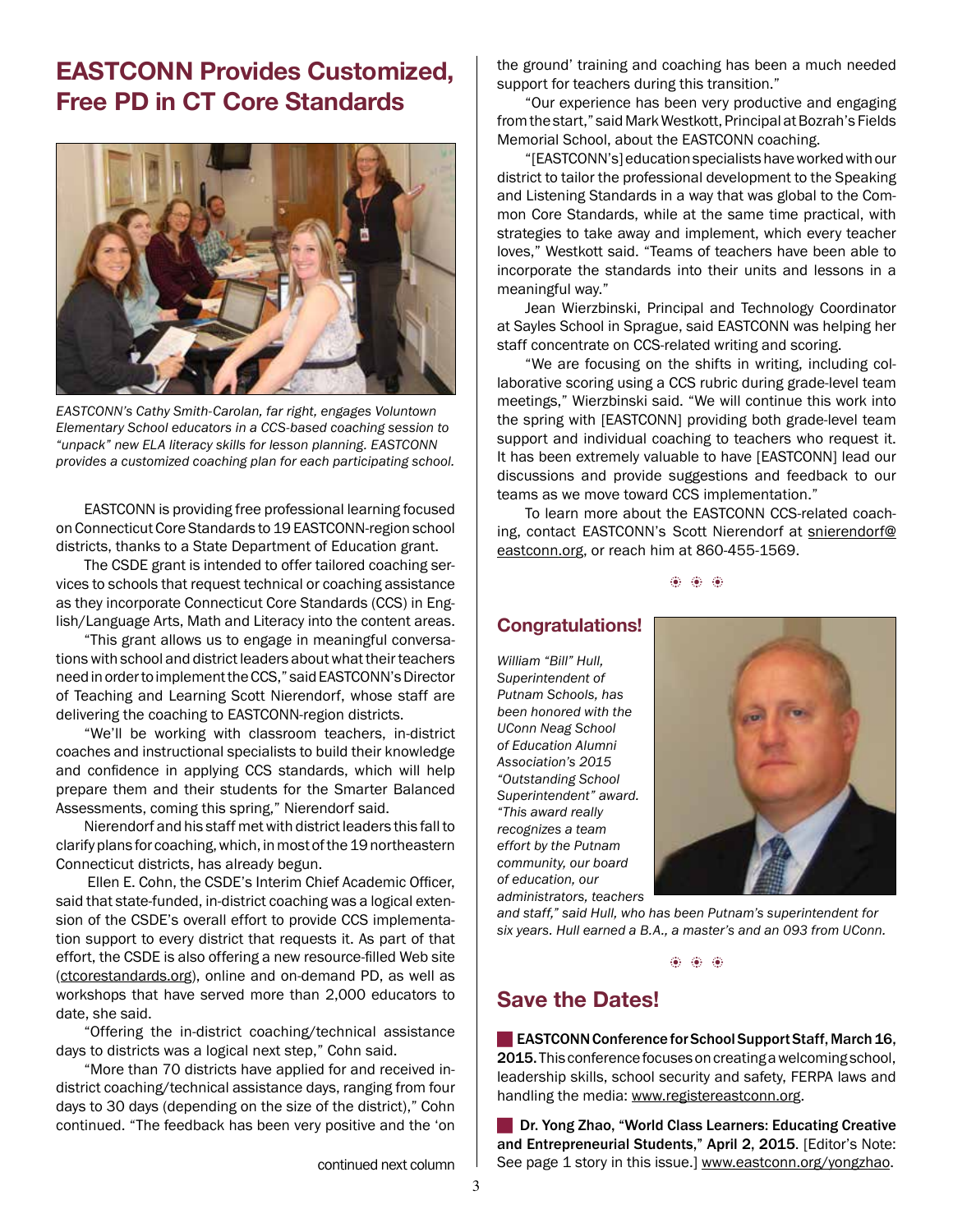## EASTCONN Provides Customized, Free PD in CT Core Standards

*EASTCONN's Cathy Smith-Carolan, far right, engages Voluntown Elementary School educators in a CCS-based coaching session to "unpack" new ELA literacy skills for lesson planning. EASTCONN provides a customized coaching plan for each participating school.*

EASTCONN is providing free professional learning focused on Connecticut Core Standards to 19 EASTCONN-region school districts, thanks to a State Department of Education grant.

The CSDE grant is intended to offer tailored coaching services to schools that request technical or coaching assistance as they incorporate Connecticut Core Standards (CCS) in English/Language Arts, Math and Literacy into the content areas.

"This grant allows us to engage in meaningful conversations with school and district leaders about what their teachers need in order to implement the CCS," said EASTCONN's Director of Teaching and Learning Scott Nierendorf, whose staff are delivering the coaching to EASTCONN-region districts.

"We'll be working with classroom teachers, in-district coaches and instructional specialists to build their knowledge and confidence in applying CCS standards, which will help prepare them and their students for the Smarter Balanced Assessments, coming this spring," Nierendorf said.

Nierendorf and his staff met with district leaders this fall to clarify plans for coaching, which, in most of the 19 northeastern Connecticut districts, has already begun.

Ellen E. Cohn, the CSDE's Interim Chief Academic Officer, said that state-funded, in-district coaching was a logical extension of the CSDE's overall effort to provide CCS implementation support to every district that requests it. As part of that effort, the CSDE is also offering a new resource-filled Web site (ctcorestandards.org), online and on-demand PD, as well as workshops that have served more than 2,000 educators to date, she said.

"Offering the in-district coaching/technical assistance days to districts was a logical next step," Cohn said.

"More than 70 districts have applied for and received in-district coaching/technical assistance days, ranging from four days to 30 days (depending on the size of the district)," Cohn continued. "The feedback has been very positive and the 'on the ground' training and coaching has been a much needed support for teachers during this transition."

"Our experience has been very productive and engaging from the start," said Mark Westkott, Principal at Bozrah's Fields Memorial School, about the EASTCONN coaching.

"[EASTCONN's] education specialists have worked with our district to tailor the professional development to the Speaking and Listening Standards in a way that was global to the Common Core Standards, while at the same time practical, with strategies to take away and implement, which every teacher loves," Westkott said. "Teams of teachers have been able to incorporate the standards into their units and lessons in a meaningful way."

Jean Wierzbinski, Principal and Technology Coordinator at Sayles School in Sprague, said EASTCONN was helping her staff concentrate on CCS-related writing and scoring.

"We are focusing on the shifts in writing, including collaborative scoring using a CCS rubric during grade-level team meetings," Wierzbinski said. "We will continue this work into the spring with [EASTCONN] providing both grade-level team support and individual coaching to teachers who request it. It has been extremely valuable to have [EASTCONN] lead our discussions and provide suggestions and feedback to our teams as we move toward CCS implementation."

To learn more about the EASTCONN CCS-related coaching, contact EASTCONN's Scott Nierendorf at snierendorf@eastconn.org, or reach him at 860-455-1569.

## Congratulations!

*William "Bill" Hull, Superintendent of Putnam Schools, has been honored with the UConn Neag School of Education Alumni Association's 2015 "Outstanding School Superintendent" award. "This award really recognizes a team effort by the Putnam community, our board of education, our administrators, teachers and staff," said Hull, who has been Putnam's superintendent for six years. Hull earned a B.A., a master's and an 093 from UConn.*

## Save the Dates!

**EASTCONN Conference for School Support Staff, March 16, 2015.** This conference focuses on creating a welcoming school, leadership skills, school security and safety, FERPA laws and handling the media: www.registereastconn.org.

**Dr. Yong Zhao, "World Class Learners: Educating Creative and Entrepreneurial Students," April 2, 2015**. [Editor's Note: See page 1 story in this issue.] www.eastconn.org/yongzhao.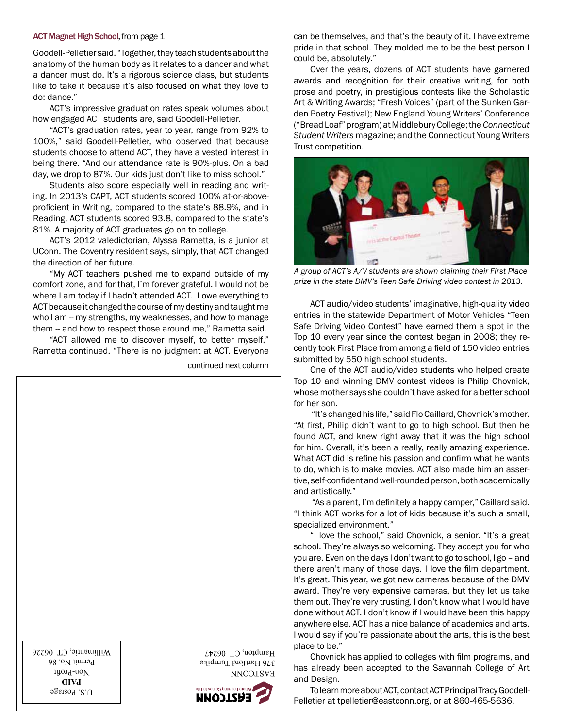**ACT Magnet High School,** from page 1

Goodell-Pelletier said. "Together, they teach students about the anatomy of the human body as it relates to a dancer and what a dancer must do. It's a rigorous science class, but students like to take it because it's also focused on what they love to do: dance."

ACT's impressive graduation rates speak volumes about how engaged ACT students are, said Goodell-Pelletier.

"ACT's graduation rates, year to year, range from 92% to 100%," said Goodell-Pelletier, who observed that because students choose to attend ACT, they have a vested interest in being there. "And our attendance rate is 90%-plus. On a bad day, we drop to 87%. Our kids just don't like to miss school."

Students also score especially well in reading and writing. In 2013's CAPT, ACT students scored 100% at-or-above-proficient in Writing, compared to the state's 88.9%, and in Reading, ACT students scored 93.8, compared to the state's 81%. A majority of ACT graduates go on to college.

ACT's 2012 valedictorian, Alyssa Rametta, is a junior at UConn. The Coventry resident says, simply, that ACT changed the direction of her future.

"My ACT teachers pushed me to expand outside of my comfort zone, and for that, I'm forever grateful. I would not be where I am today if I hadn't attended ACT. I owe everything to ACT because it changed the course of my destiny and taught me who I am -- my strengths, my weaknesses, and how to manage them -- and how to respect those around me," Rametta said.

"ACT allowed me to discover myself, to better myself," Rametta continued. "There is no judgment at ACT. Everyone can be themselves, and that's the beauty of it. I have extreme pride in that school. They molded me to be the best person I could be, absolutely."

Over the years, dozens of ACT students have garnered awards and recognition for their creative writing, for both prose and poetry, in prestigious contests like the Scholastic Art & Writing Awards; "Fresh Voices" (part of the Sunken Garden Poetry Festival); New England Young Writers' Conference ("Bread Loaf" program) at Middlebury College; the *Connecticut Student Writers* magazine; and the Connecticut Young Writers Trust competition.

*A group of ACT's A/V students are shown claiming their First Place prize in the state DMV's Teen Safe Driving video contest in 2013.*

ACT audio/video students' imaginative, high-quality video entries in the statewide Department of Motor Vehicles "Teen Safe Driving Video Contest" have earned them a spot in the Top 10 every year since the contest began in 2008; they recently took First Place from among a field of 150 video entries submitted by 550 high school students.

One of the ACT audio/video students who helped create Top 10 and winning DMV contest videos is Philip Chovnick, whose mother says she couldn't have asked for a better school for her son.

"It's changed his life," said Flo Caillard, Chovnick's mother. "At first, Philip didn't want to go to high school. But then he found ACT, and knew right away that it was the high school for him. Overall, it's been a really, really amazing experience. What ACT did is refine his passion and confirm what he wants to do, which is to make movies. ACT also made him an assertive, self-confident and well-rounded person, both academically and artistically."

"As a parent, I'm definitely a happy camper," Caillard said. "I think ACT works for a lot of kids because it's such a small, specialized environment."

"I love the school," said Chovnick, a senior. "It's a great school. They're always so welcoming. They accept you for who you are. Even on the days I don't want to go to school, I go – and there aren't many of those days. I love the film department. It's great. This year, we got new cameras because of the DMV award. They're very expensive cameras, but they let us take them out. They're very trusting. I don't know what I would have done without ACT. I don't know if I would have been this happy anywhere else. ACT has a nice balance of academics and arts. I would say if you're passionate about the arts, this is the best place to be."

Chovnick has applied to colleges with film programs, and has already been accepted to the Savannah College of Art and Design.

To learn more about ACT, contact ACT Principal Tracy Goodell-Pelletier at tpelletier@eastconn.org, or at 860-465-5636.

EASTCONN
Where Learning Comes to Life
EASTCONN
376 Hartford Turnpike
Hampton, CT 06247

U.S. Postage
**PAID**
Non-Profit
Permit No. 86
Willimantic, CT 06226